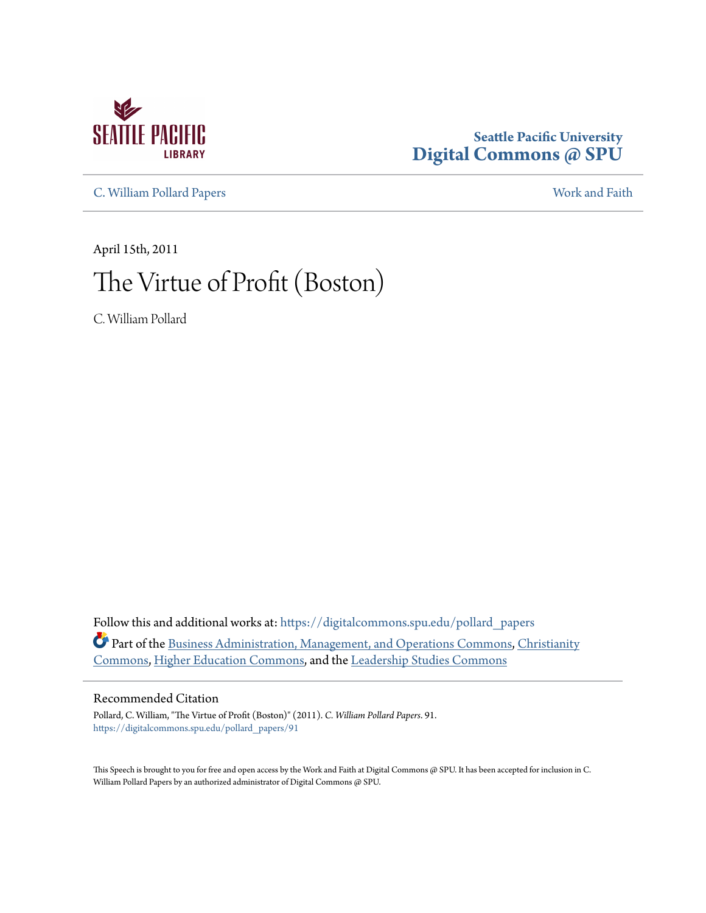Seattle Pacific University
Digital Commons @ SPU

C. William Pollard Papers | Work and Faith

April 15th, 2011

# The Virtue of Profit (Boston)

C. William Pollard

Follow this and additional works at: https://digitalcommons.spu.edu/pollard_papers

Part of the Business Administration, Management, and Operations Commons, Christianity Commons, Higher Education Commons, and the Leadership Studies Commons

## Recommended Citation

Pollard, C. William, "The Virtue of Profit (Boston)" (2011). *C. William Pollard Papers*. 91.
https://digitalcommons.spu.edu/pollard_papers/91

This Speech is brought to you for free and open access by the Work and Faith at Digital Commons @ SPU. It has been accepted for inclusion in C. William Pollard Papers by an authorized administrator of Digital Commons @ SPU.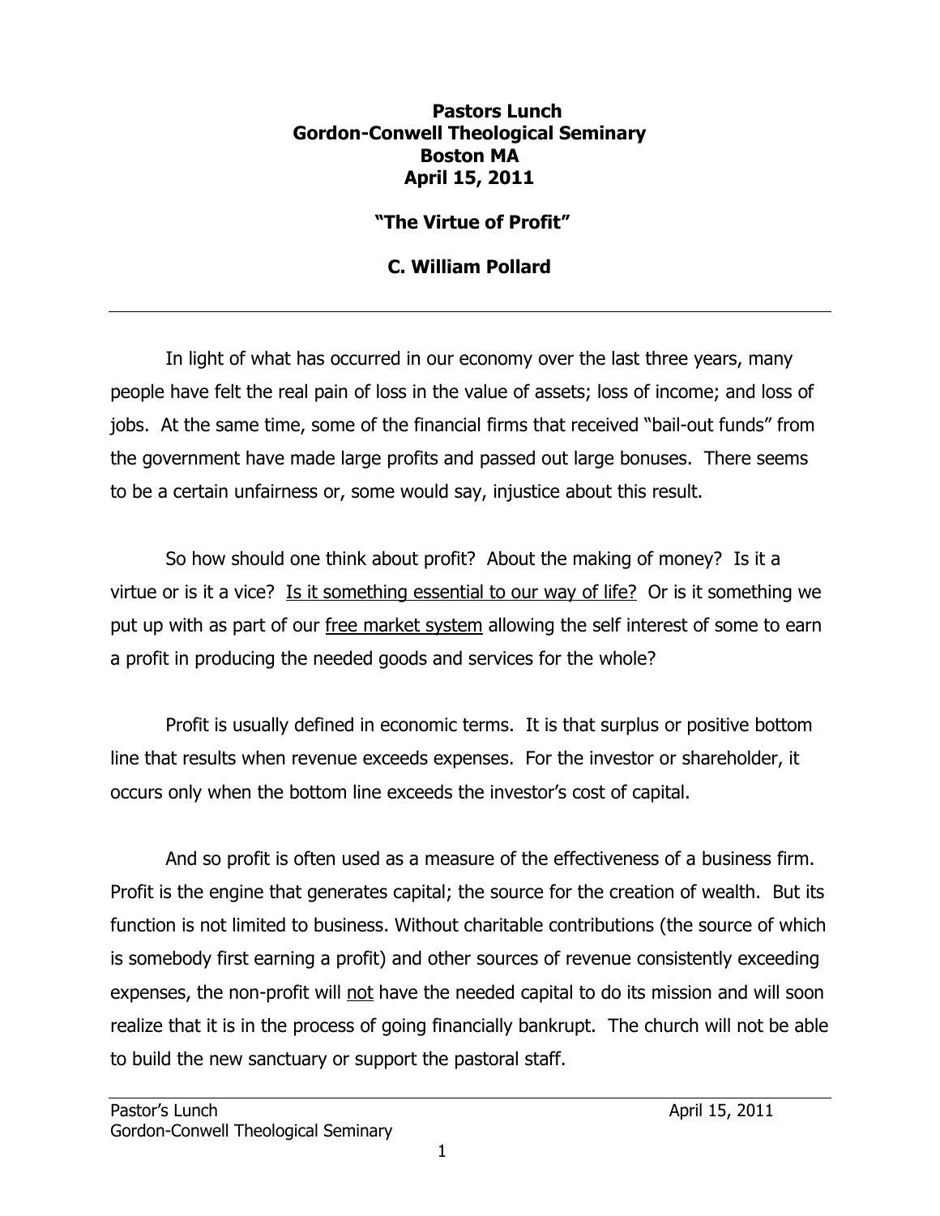**Pastors Lunch**
**Gordon-Conwell Theological Seminary**
**Boston MA**
**April 15, 2011**

# "The Virtue of Profit"

**C. William Pollard**

---

In light of what has occurred in our economy over the last three years, many people have felt the real pain of loss in the value of assets; loss of income; and loss of jobs. At the same time, some of the financial firms that received "bail-out funds" from the government have made large profits and passed out large bonuses. There seems to be a certain unfairness or, some would say, injustice about this result.

So how should one think about profit? About the making of money? Is it a virtue or is it a vice? <u>Is it something essential to our way of life?</u> Or is it something we put up with as part of our <u>free market system</u> allowing the self interest of some to earn a profit in producing the needed goods and services for the whole?

Profit is usually defined in economic terms. It is that surplus or positive bottom line that results when revenue exceeds expenses. For the investor or shareholder, it occurs only when the bottom line exceeds the investor's cost of capital.

And so profit is often used as a measure of the effectiveness of a business firm. Profit is the engine that generates capital; the source for the creation of wealth. But its function is not limited to business. Without charitable contributions (the source of which is somebody first earning a profit) and other sources of revenue consistently exceeding expenses, the non-profit will <u>not</u> have the needed capital to do its mission and will soon realize that it is in the process of going financially bankrupt. The church will not be able to build the new sanctuary or support the pastoral staff.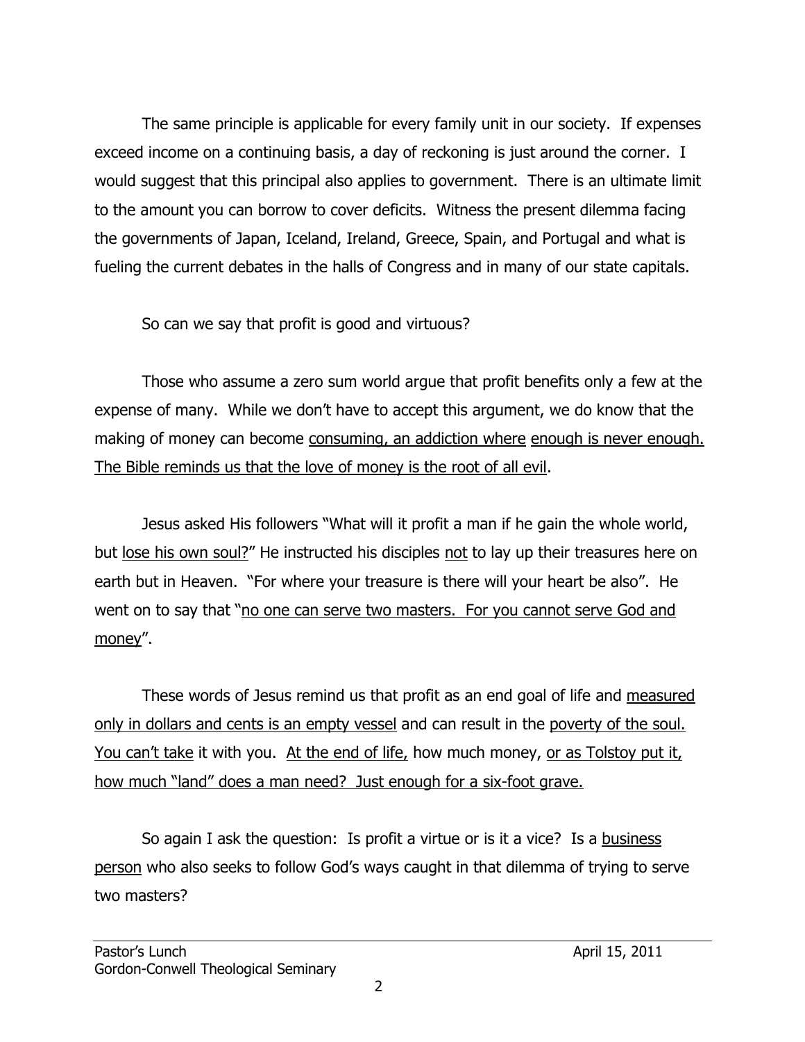The same principle is applicable for every family unit in our society. If expenses exceed income on a continuing basis, a day of reckoning is just around the corner. I would suggest that this principal also applies to government. There is an ultimate limit to the amount you can borrow to cover deficits. Witness the present dilemma facing the governments of Japan, Iceland, Ireland, Greece, Spain, and Portugal and what is fueling the current debates in the halls of Congress and in many of our state capitals.

So can we say that profit is good and virtuous?

Those who assume a zero sum world argue that profit benefits only a few at the expense of many. While we don't have to accept this argument, we do know that the making of money can become <u>consuming, an addiction where</u> <u>enough is never enough. The Bible reminds us that the love of money is the root of all evil</u>.

Jesus asked His followers "What will it profit a man if he gain the whole world, but <u>lose his own soul?</u>" He instructed his disciples <u>not</u> to lay up their treasures here on earth but in Heaven. "For where your treasure is there will your heart be also". He went on to say that "<u>no one can serve two masters. For you cannot serve God and money</u>".

These words of Jesus remind us that profit as an end goal of life and <u>measured only in dollars and cents is an empty vessel</u> and can result in the <u>poverty of the soul. You can't take</u> it with you. <u>At the end of life,</u> how much money, <u>or as Tolstoy put it, how much "land" does a man need? Just enough for a six-foot grave.</u>

So again I ask the question: Is profit a virtue or is it a vice? Is a <u>business person</u> who also seeks to follow God's ways caught in that dilemma of trying to serve two masters?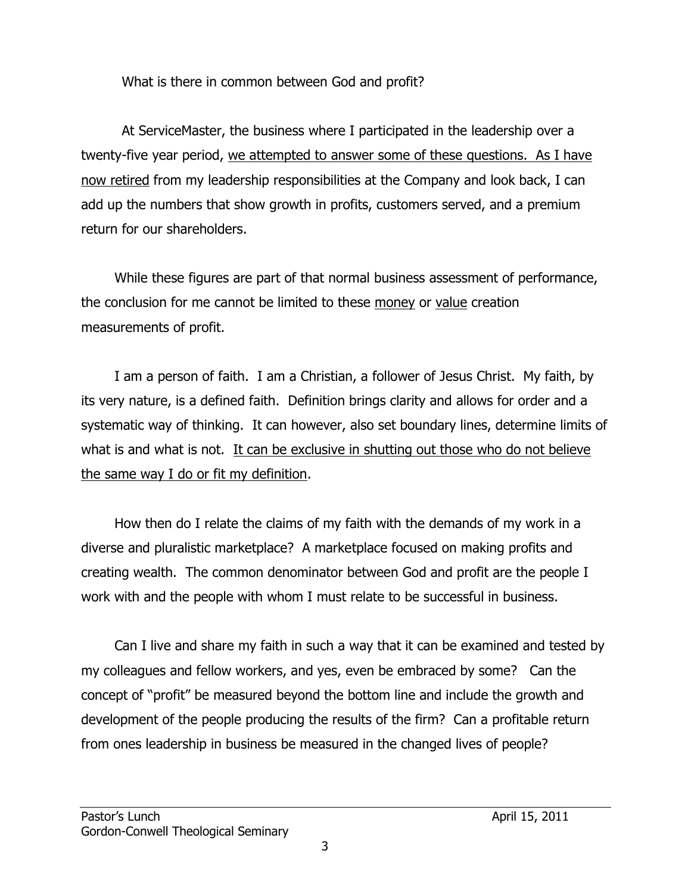What is there in common between God and profit?

At ServiceMaster, the business where I participated in the leadership over a twenty-five year period, <u>we attempted to answer some of these questions. As I have now retired</u> from my leadership responsibilities at the Company and look back, I can add up the numbers that show growth in profits, customers served, and a premium return for our shareholders.

While these figures are part of that normal business assessment of performance, the conclusion for me cannot be limited to these <u>money</u> or <u>value</u> creation measurements of profit.

I am a person of faith. I am a Christian, a follower of Jesus Christ. My faith, by its very nature, is a defined faith. Definition brings clarity and allows for order and a systematic way of thinking. It can however, also set boundary lines, determine limits of what is and what is not. <u>It can be exclusive in shutting out those who do not believe the same way I do or fit my definition</u>.

How then do I relate the claims of my faith with the demands of my work in a diverse and pluralistic marketplace? A marketplace focused on making profits and creating wealth. The common denominator between God and profit are the people I work with and the people with whom I must relate to be successful in business.

Can I live and share my faith in such a way that it can be examined and tested by my colleagues and fellow workers, and yes, even be embraced by some? Can the concept of "profit" be measured beyond the bottom line and include the growth and development of the people producing the results of the firm? Can a profitable return from ones leadership in business be measured in the changed lives of people?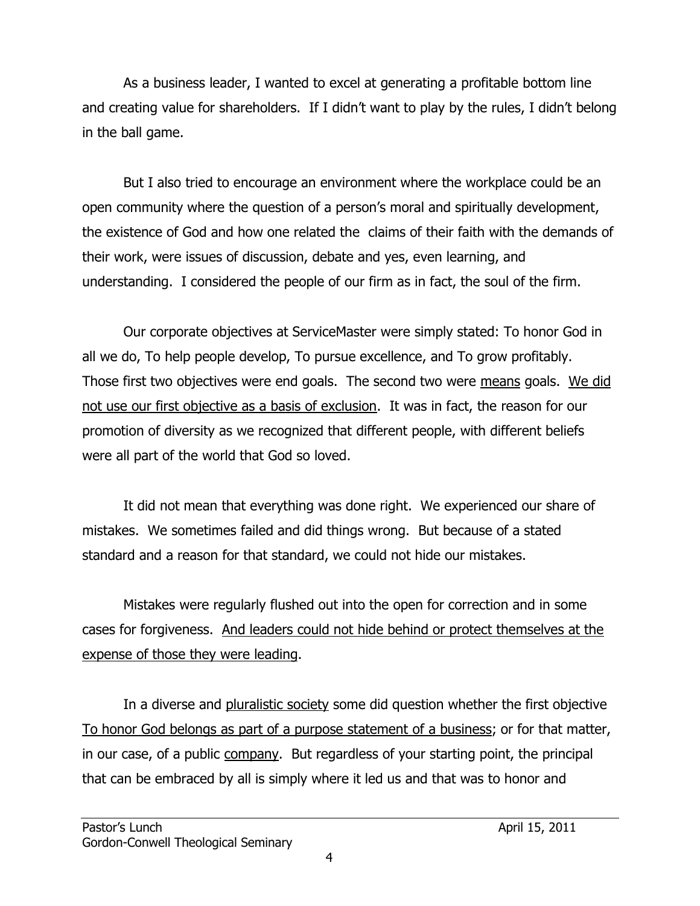As a business leader, I wanted to excel at generating a profitable bottom line and creating value for shareholders. If I didn't want to play by the rules, I didn't belong in the ball game.

But I also tried to encourage an environment where the workplace could be an open community where the question of a person's moral and spiritually development, the existence of God and how one related the claims of their faith with the demands of their work, were issues of discussion, debate and yes, even learning, and understanding. I considered the people of our firm as in fact, the soul of the firm.

Our corporate objectives at ServiceMaster were simply stated: To honor God in all we do, To help people develop, To pursue excellence, and To grow profitably. Those first two objectives were end goals. The second two were <u>means</u> goals. <u>We did not use our first objective as a basis of exclusion</u>. It was in fact, the reason for our promotion of diversity as we recognized that different people, with different beliefs were all part of the world that God so loved.

It did not mean that everything was done right. We experienced our share of mistakes. We sometimes failed and did things wrong. But because of a stated standard and a reason for that standard, we could not hide our mistakes.

Mistakes were regularly flushed out into the open for correction and in some cases for forgiveness. <u>And leaders could not hide behind or protect themselves at the expense of those they were leading</u>.

In a diverse and <u>pluralistic society</u> some did question whether the first objective <u>To honor God belongs as part of a purpose statement of a business</u>; or for that matter, in our case, of a public <u>company</u>. But regardless of your starting point, the principal that can be embraced by all is simply where it led us and that was to honor and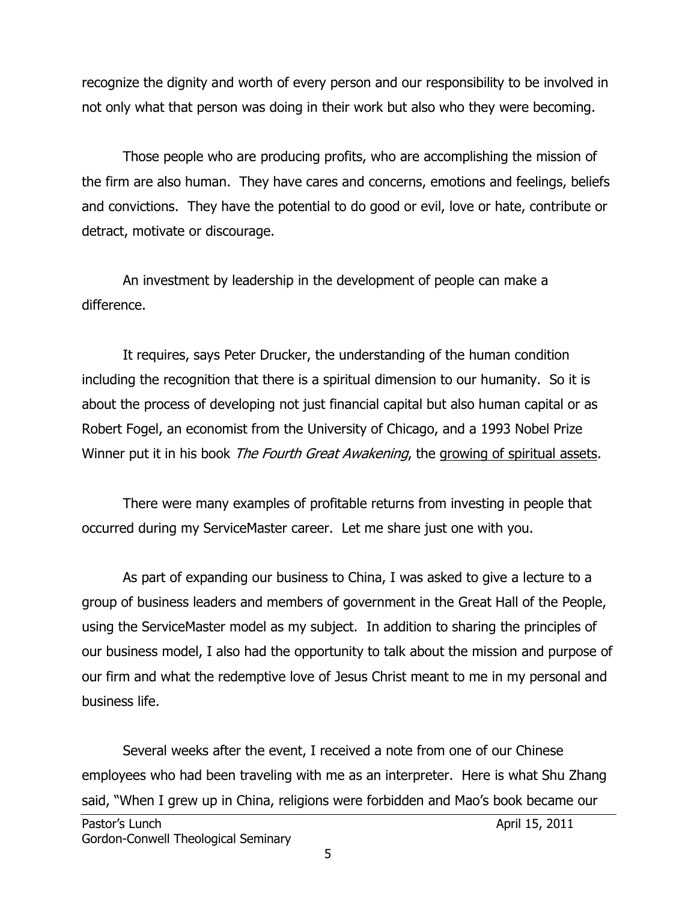recognize the dignity and worth of every person and our responsibility to be involved in not only what that person was doing in their work but also who they were becoming.

Those people who are producing profits, who are accomplishing the mission of the firm are also human. They have cares and concerns, emotions and feelings, beliefs and convictions. They have the potential to do good or evil, love or hate, contribute or detract, motivate or discourage.

An investment by leadership in the development of people can make a difference.

It requires, says Peter Drucker, the understanding of the human condition including the recognition that there is a spiritual dimension to our humanity. So it is about the process of developing not just financial capital but also human capital or as Robert Fogel, an economist from the University of Chicago, and a 1993 Nobel Prize Winner put it in his book *The Fourth Great Awakening*, the growing of spiritual assets.

There were many examples of profitable returns from investing in people that occurred during my ServiceMaster career. Let me share just one with you.

As part of expanding our business to China, I was asked to give a lecture to a group of business leaders and members of government in the Great Hall of the People, using the ServiceMaster model as my subject. In addition to sharing the principles of our business model, I also had the opportunity to talk about the mission and purpose of our firm and what the redemptive love of Jesus Christ meant to me in my personal and business life.

Several weeks after the event, I received a note from one of our Chinese employees who had been traveling with me as an interpreter. Here is what Shu Zhang said, "When I grew up in China, religions were forbidden and Mao's book became our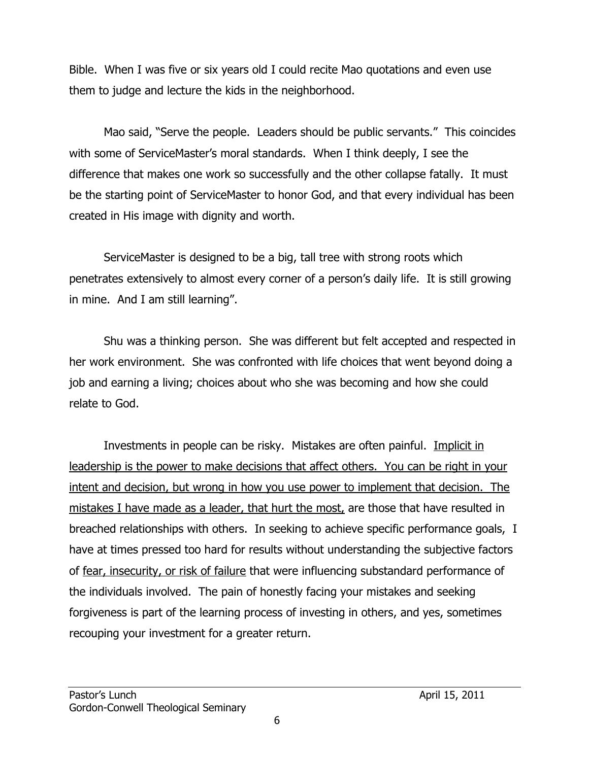Bible. When I was five or six years old I could recite Mao quotations and even use them to judge and lecture the kids in the neighborhood.

Mao said, "Serve the people. Leaders should be public servants." This coincides with some of ServiceMaster's moral standards. When I think deeply, I see the difference that makes one work so successfully and the other collapse fatally. It must be the starting point of ServiceMaster to honor God, and that every individual has been created in His image with dignity and worth.

ServiceMaster is designed to be a big, tall tree with strong roots which penetrates extensively to almost every corner of a person's daily life. It is still growing in mine. And I am still learning".

Shu was a thinking person. She was different but felt accepted and respected in her work environment. She was confronted with life choices that went beyond doing a job and earning a living; choices about who she was becoming and how she could relate to God.

Investments in people can be risky. Mistakes are often painful. <u>Implicit in leadership is the power to make decisions that affect others. You can be right in your intent and decision, but wrong in how you use power to implement that decision. The mistakes I have made as a leader, that hurt the most,</u> are those that have resulted in breached relationships with others. In seeking to achieve specific performance goals, I have at times pressed too hard for results without understanding the subjective factors of <u>fear, insecurity, or risk of failure</u> that were influencing substandard performance of the individuals involved. The pain of honestly facing your mistakes and seeking forgiveness is part of the learning process of investing in others, and yes, sometimes recouping your investment for a greater return.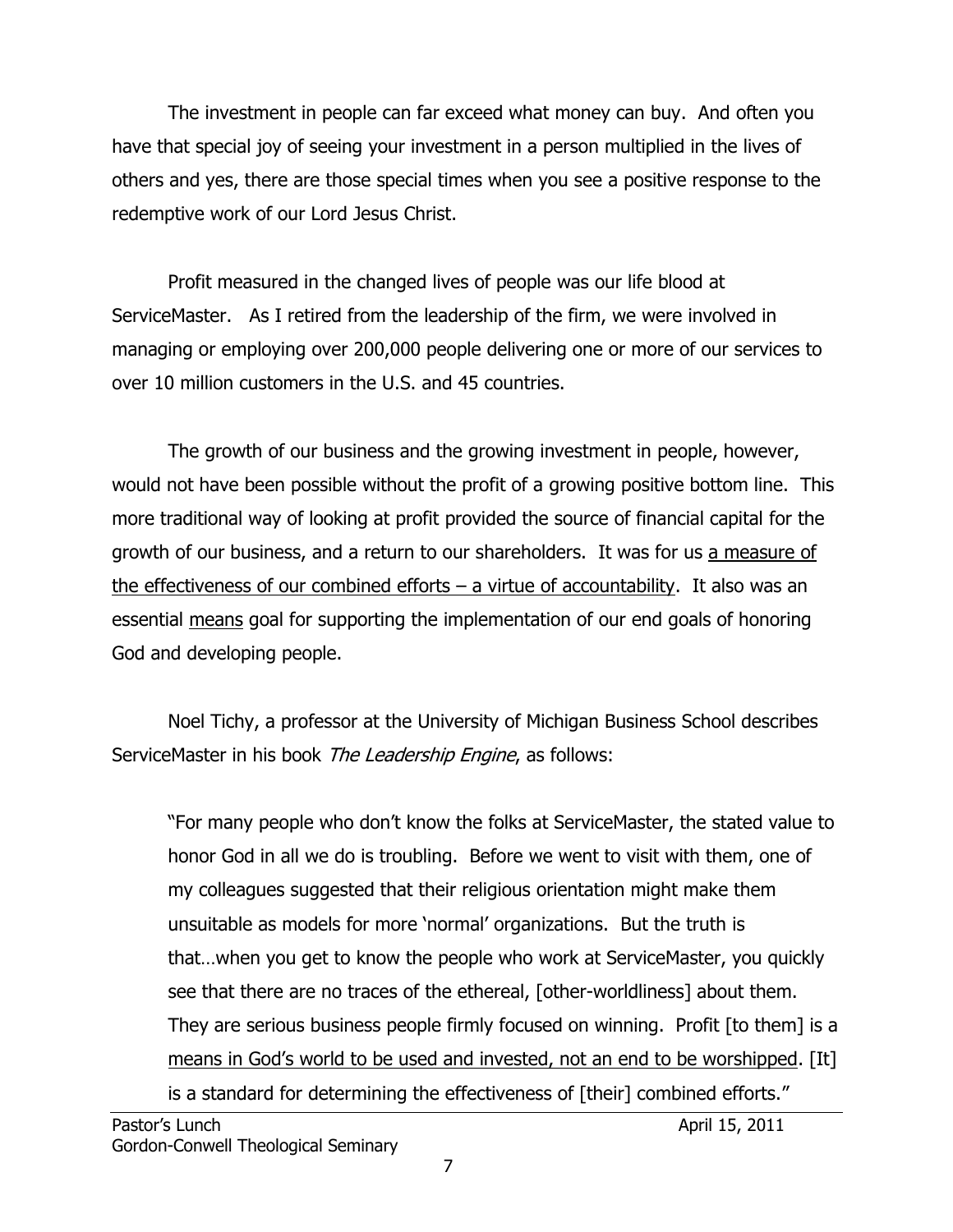The investment in people can far exceed what money can buy. And often you have that special joy of seeing your investment in a person multiplied in the lives of others and yes, there are those special times when you see a positive response to the redemptive work of our Lord Jesus Christ.

Profit measured in the changed lives of people was our life blood at ServiceMaster. As I retired from the leadership of the firm, we were involved in managing or employing over 200,000 people delivering one or more of our services to over 10 million customers in the U.S. and 45 countries.

The growth of our business and the growing investment in people, however, would not have been possible without the profit of a growing positive bottom line. This more traditional way of looking at profit provided the source of financial capital for the growth of our business, and a return to our shareholders. It was for us <u>a measure of the effectiveness of our combined efforts – a virtue of accountability</u>. It also was an essential <u>means</u> goal for supporting the implementation of our end goals of honoring God and developing people.

Noel Tichy, a professor at the University of Michigan Business School describes ServiceMaster in his book *The Leadership Engine*, as follows:

> "For many people who don't know the folks at ServiceMaster, the stated value to honor God in all we do is troubling. Before we went to visit with them, one of my colleagues suggested that their religious orientation might make them unsuitable as models for more 'normal' organizations. But the truth is that…when you get to know the people who work at ServiceMaster, you quickly see that there are no traces of the ethereal, [other-worldliness] about them. They are serious business people firmly focused on winning. Profit [to them] is a <u>means in God's world to be used and invested, not an end to be worshipped</u>. [It] is a standard for determining the effectiveness of [their] combined efforts."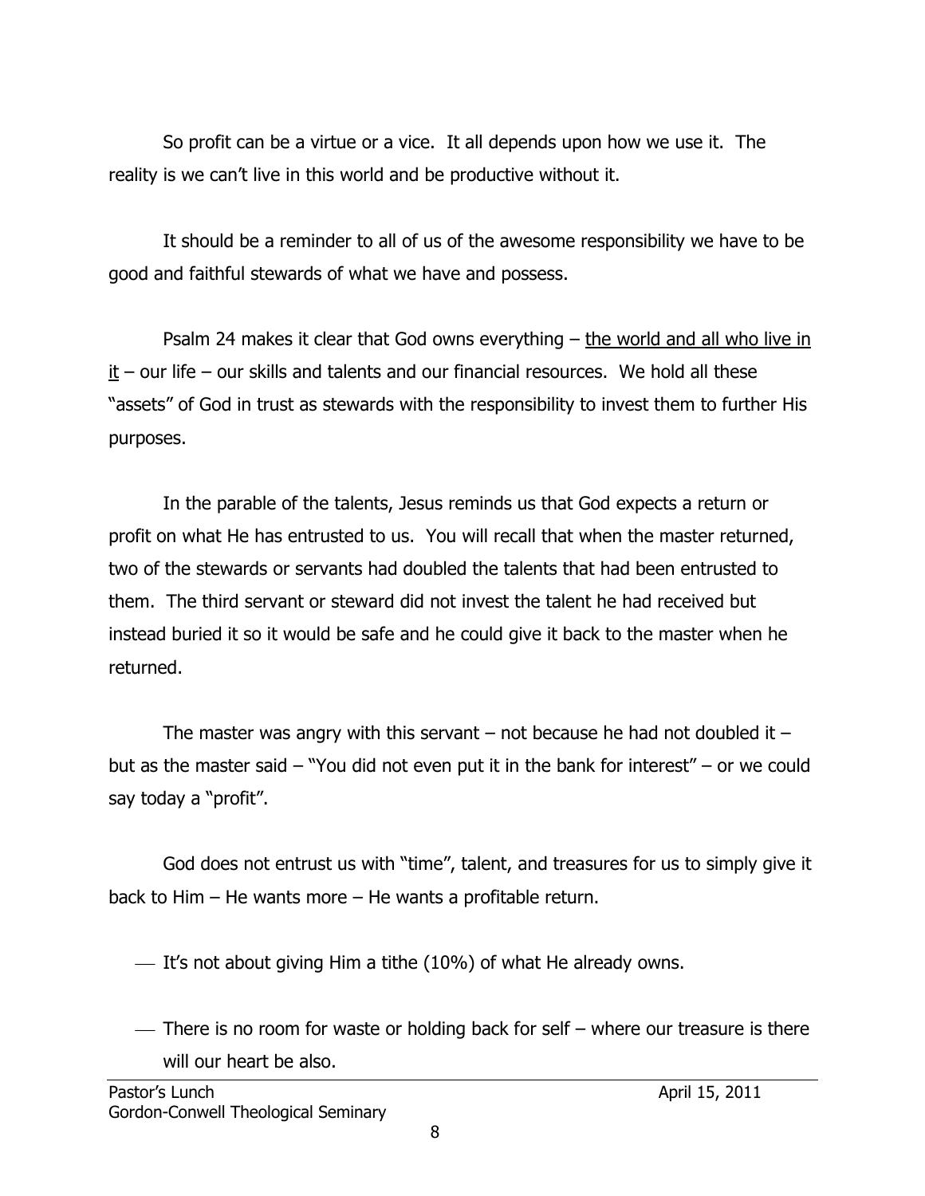So profit can be a virtue or a vice. It all depends upon how we use it. The reality is we can't live in this world and be productive without it.

It should be a reminder to all of us of the awesome responsibility we have to be good and faithful stewards of what we have and possess.

Psalm 24 makes it clear that God owns everything – <u>the world and all who live in it</u> – our life – our skills and talents and our financial resources. We hold all these "assets" of God in trust as stewards with the responsibility to invest them to further His purposes.

In the parable of the talents, Jesus reminds us that God expects a return or profit on what He has entrusted to us. You will recall that when the master returned, two of the stewards or servants had doubled the talents that had been entrusted to them. The third servant or steward did not invest the talent he had received but instead buried it so it would be safe and he could give it back to the master when he returned.

The master was angry with this servant – not because he had not doubled it – but as the master said – "You did not even put it in the bank for interest" – or we could say today a "profit".

God does not entrust us with "time", talent, and treasures for us to simply give it back to Him – He wants more – He wants a profitable return.

- It's not about giving Him a tithe (10%) of what He already owns.
- There is no room for waste or holding back for self – where our treasure is there will our heart be also.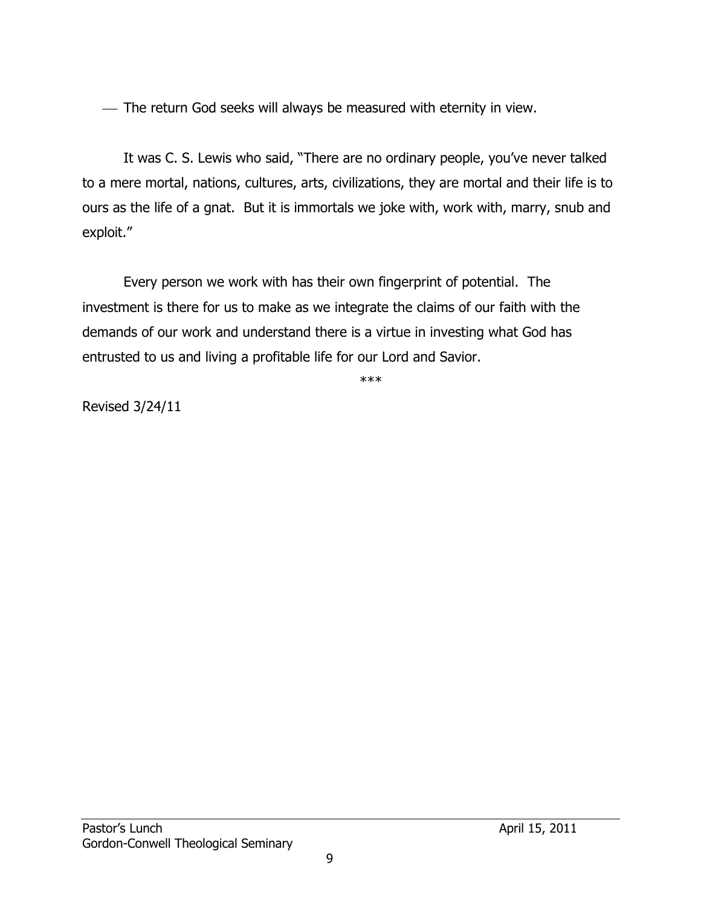— The return God seeks will always be measured with eternity in view.

It was C. S. Lewis who said, "There are no ordinary people, you've never talked to a mere mortal, nations, cultures, arts, civilizations, they are mortal and their life is to ours as the life of a gnat. But it is immortals we joke with, work with, marry, snub and exploit."

Every person we work with has their own fingerprint of potential. The investment is there for us to make as we integrate the claims of our faith with the demands of our work and understand there is a virtue in investing what God has entrusted to us and living a profitable life for our Lord and Savior.

***

Revised 3/24/11